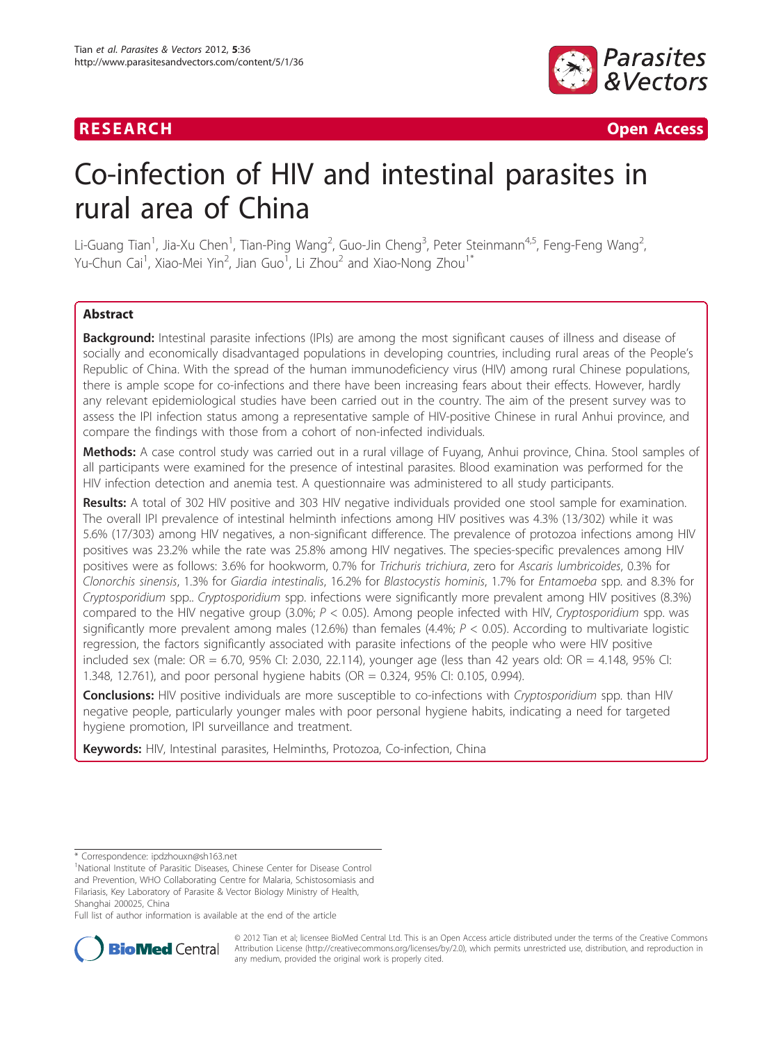RESEARCH Open Access

# Co-infection of HIV and intestinal parasites in rural area of China

Li-Guang Tian[1], Jia-Xu Chen[1], Tian-Ping Wang[2], Guo-Jin Cheng[3], Peter Steinmann[4,5], Feng-Feng Wang[2], Yu-Chun Cai[1], Xiao-Mei Yin[2], Jian Guo[1], Li Zhou[2] and Xiao-Nong Zhou[1*]

## Abstract

**Background:** Intestinal parasite infections (IPIs) are among the most significant causes of illness and disease of socially and economically disadvantaged populations in developing countries, including rural areas of the People's Republic of China. With the spread of the human immunodeficiency virus (HIV) among rural Chinese populations, there is ample scope for co-infections and there have been increasing fears about their effects. However, hardly any relevant epidemiological studies have been carried out in the country. The aim of the present survey was to assess the IPI infection status among a representative sample of HIV-positive Chinese in rural Anhui province, and compare the findings with those from a cohort of non-infected individuals.

**Methods:** A case control study was carried out in a rural village of Fuyang, Anhui province, China. Stool samples of all participants were examined for the presence of intestinal parasites. Blood examination was performed for the HIV infection detection and anemia test. A questionnaire was administered to all study participants.

**Results:** A total of 302 HIV positive and 303 HIV negative individuals provided one stool sample for examination. The overall IPI prevalence of intestinal helminth infections among HIV positives was 4.3% (13/302) while it was 5.6% (17/303) among HIV negatives, a non-significant difference. The prevalence of protozoa infections among HIV positives was 23.2% while the rate was 25.8% among HIV negatives. The species-specific prevalences among HIV positives were as follows: 3.6% for hookworm, 0.7% for *Trichuris trichiura*, zero for *Ascaris lumbricoides*, 0.3% for *Clonorchis sinensis*, 1.3% for *Giardia intestinalis*, 16.2% for *Blastocystis hominis*, 1.7% for *Entamoeba* spp. and 8.3% for *Cryptosporidium* spp.. *Cryptosporidium* spp. infections were significantly more prevalent among HIV positives (8.3%) compared to the HIV negative group (3.0%; $P < 0.05$). Among people infected with HIV, *Cryptosporidium* spp. was significantly more prevalent among males (12.6%) than females (4.4%; $P < 0.05$). According to multivariate logistic regression, the factors significantly associated with parasite infections of the people who were HIV positive included sex (male: OR = 6.70, 95% CI: 2.030, 22.114), younger age (less than 42 years old: OR = 4.148, 95% CI: 1.348, 12.761), and poor personal hygiene habits (OR = 0.324, 95% CI: 0.105, 0.994).

**Conclusions:** HIV positive individuals are more susceptible to co-infections with *Cryptosporidium* spp. than HIV negative people, particularly younger males with poor personal hygiene habits, indicating a need for targeted hygiene promotion, IPI surveillance and treatment.

**Keywords:** HIV, Intestinal parasites, Helminths, Protozoa, Co-infection, China

\* Correspondence: ipdzhouxn@sh163.net

[1]National Institute of Parasitic Diseases, Chinese Center for Disease Control and Prevention, WHO Collaborating Centre for Malaria, Schistosomiasis and Filariasis, Key Laboratory of Parasite & Vector Biology Ministry of Health, Shanghai 200025, China

Full list of author information is available at the end of the article

© 2012 Tian et al; licensee BioMed Central Ltd. This is an Open Access article distributed under the terms of the Creative Commons Attribution License (http://creativecommons.org/licenses/by/2.0), which permits unrestricted use, distribution, and reproduction in any medium, provided the original work is properly cited.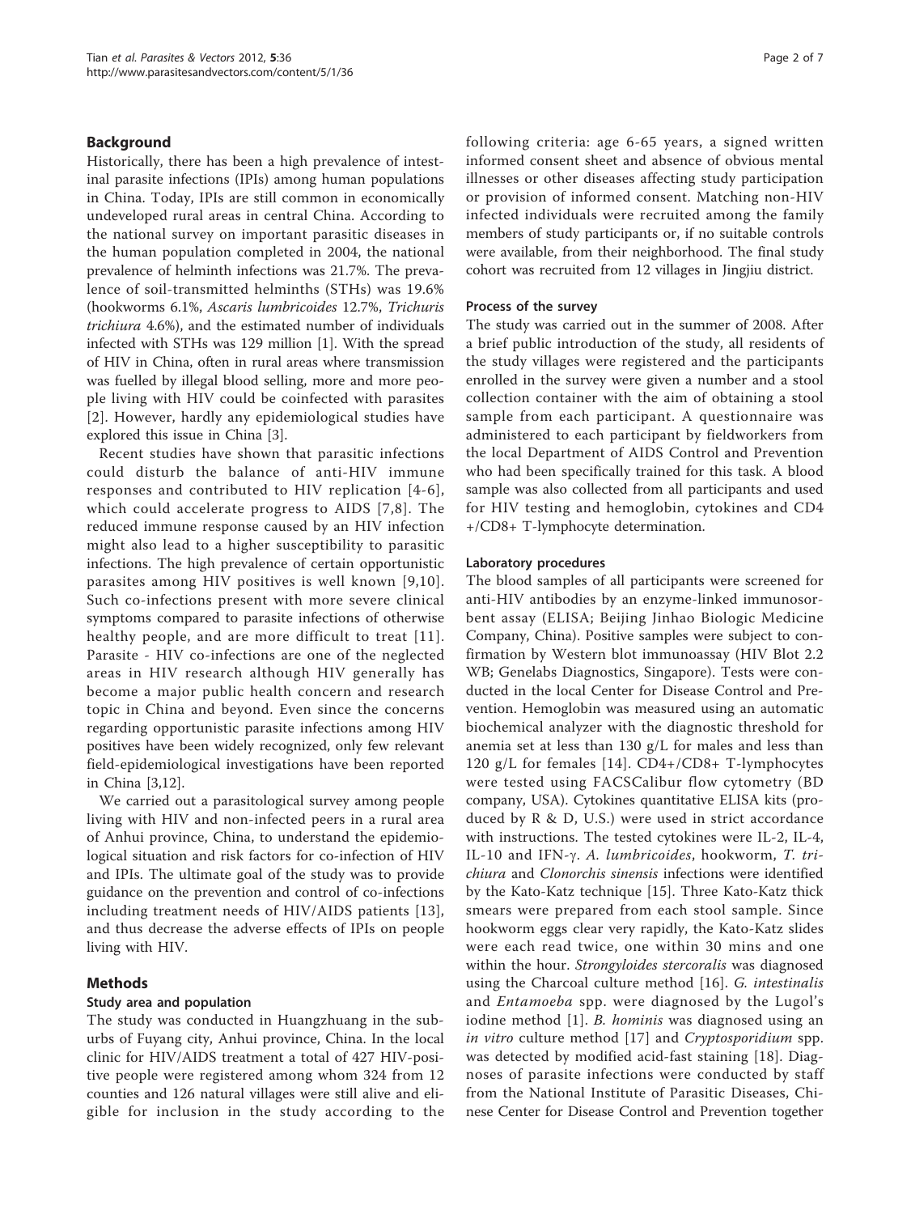## Background

Historically, there has been a high prevalence of intestinal parasite infections (IPIs) among human populations in China. Today, IPIs are still common in economically undeveloped rural areas in central China. According to the national survey on important parasitic diseases in the human population completed in 2004, the national prevalence of helminth infections was 21.7%. The prevalence of soil-transmitted helminths (STHs) was 19.6% (hookworms 6.1%, *Ascaris lumbricoides* 12.7%, *Trichuris trichiura* 4.6%), and the estimated number of individuals infected with STHs was 129 million [1]. With the spread of HIV in China, often in rural areas where transmission was fuelled by illegal blood selling, more and more people living with HIV could be coinfected with parasites [2]. However, hardly any epidemiological studies have explored this issue in China [3].

Recent studies have shown that parasitic infections could disturb the balance of anti-HIV immune responses and contributed to HIV replication [4-6], which could accelerate progress to AIDS [7,8]. The reduced immune response caused by an HIV infection might also lead to a higher susceptibility to parasitic infections. The high prevalence of certain opportunistic parasites among HIV positives is well known [9,10]. Such co-infections present with more severe clinical symptoms compared to parasite infections of otherwise healthy people, and are more difficult to treat [11]. Parasite - HIV co-infections are one of the neglected areas in HIV research although HIV generally has become a major public health concern and research topic in China and beyond. Even since the concerns regarding opportunistic parasite infections among HIV positives have been widely recognized, only few relevant field-epidemiological investigations have been reported in China [3,12].

We carried out a parasitological survey among people living with HIV and non-infected peers in a rural area of Anhui province, China, to understand the epidemiological situation and risk factors for co-infection of HIV and IPIs. The ultimate goal of the study was to provide guidance on the prevention and control of co-infections including treatment needs of HIV/AIDS patients [13], and thus decrease the adverse effects of IPIs on people living with HIV.

## Methods

### Study area and population

The study was conducted in Huangzhuang in the suburbs of Fuyang city, Anhui province, China. In the local clinic for HIV/AIDS treatment a total of 427 HIV-positive people were registered among whom 324 from 12 counties and 126 natural villages were still alive and eligible for inclusion in the study according to the following criteria: age 6-65 years, a signed written informed consent sheet and absence of obvious mental illnesses or other diseases affecting study participation or provision of informed consent. Matching non-HIV infected individuals were recruited among the family members of study participants or, if no suitable controls were available, from their neighborhood. The final study cohort was recruited from 12 villages in Jingjiu district.

### Process of the survey

The study was carried out in the summer of 2008. After a brief public introduction of the study, all residents of the study villages were registered and the participants enrolled in the survey were given a number and a stool collection container with the aim of obtaining a stool sample from each participant. A questionnaire was administered to each participant by fieldworkers from the local Department of AIDS Control and Prevention who had been specifically trained for this task. A blood sample was also collected from all participants and used for HIV testing and hemoglobin, cytokines and CD4+/CD8+ T-lymphocyte determination.

### Laboratory procedures

The blood samples of all participants were screened for anti-HIV antibodies by an enzyme-linked immunosorbent assay (ELISA; Beijing Jinhao Biologic Medicine Company, China). Positive samples were subject to confirmation by Western blot immunoassay (HIV Blot 2.2 WB; Genelabs Diagnostics, Singapore). Tests were conducted in the local Center for Disease Control and Prevention. Hemoglobin was measured using an automatic biochemical analyzer with the diagnostic threshold for anemia set at less than 130 g/L for males and less than 120 g/L for females [14]. CD4+/CD8+ T-lymphocytes were tested using FACSCalibur flow cytometry (BD company, USA). Cytokines quantitative ELISA kits (produced by R & D, U.S.) were used in strict accordance with instructions. The tested cytokines were IL-2, IL-4, IL-10 and IFN-$\gamma$. *A. lumbricoides*, hookworm, *T. trichiura* and *Clonorchis sinensis* infections were identified by the Kato-Katz technique [15]. Three Kato-Katz thick smears were prepared from each stool sample. Since hookworm eggs clear very rapidly, the Kato-Katz slides were each read twice, one within 30 mins and one within the hour. *Strongyloides stercoralis* was diagnosed using the Charcoal culture method [16]. *G. intestinalis* and *Entamoeba* spp. were diagnosed by the Lugol's iodine method [1]. *B. hominis* was diagnosed using an *in vitro* culture method [17] and *Cryptosporidium* spp. was detected by modified acid-fast staining [18]. Diagnoses of parasite infections were conducted by staff from the National Institute of Parasitic Diseases, Chinese Center for Disease Control and Prevention together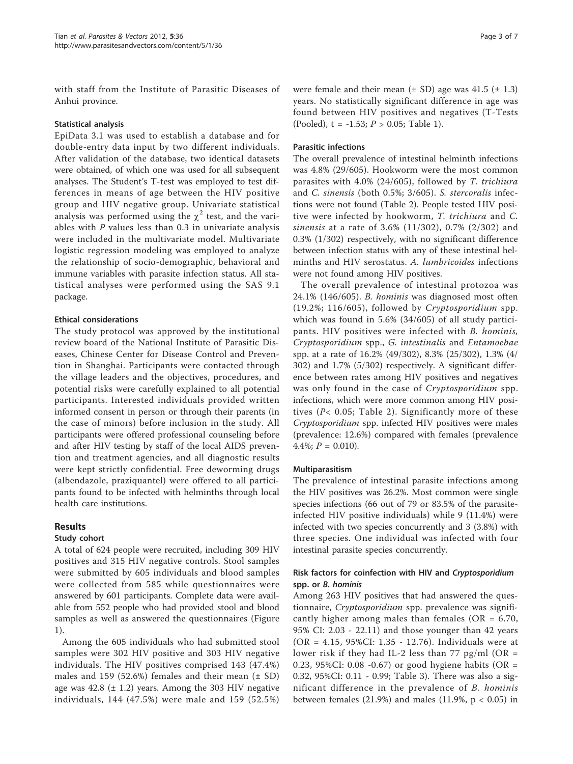with staff from the Institute of Parasitic Diseases of Anhui province.

### Statistical analysis

EpiData 3.1 was used to establish a database and for double-entry data input by two different individuals. After validation of the database, two identical datasets were obtained, of which one was used for all subsequent analyses. The Student's T-test was employed to test differences in means of age between the HIV positive group and HIV negative group. Univariate statistical analysis was performed using the $\chi^2$ test, and the variables with $P$ values less than 0.3 in univariate analysis were included in the multivariate model. Multivariate logistic regression modeling was employed to analyze the relationship of socio-demographic, behavioral and immune variables with parasite infection status. All statistical analyses were performed using the SAS 9.1 package.

### Ethical considerations

The study protocol was approved by the institutional review board of the National Institute of Parasitic Diseases, Chinese Center for Disease Control and Prevention in Shanghai. Participants were contacted through the village leaders and the objectives, procedures, and potential risks were carefully explained to all potential participants. Interested individuals provided written informed consent in person or through their parents (in the case of minors) before inclusion in the study. All participants were offered professional counseling before and after HIV testing by staff of the local AIDS prevention and treatment agencies, and all diagnostic results were kept strictly confidential. Free deworming drugs (albendazole, praziquantel) were offered to all participants found to be infected with helminths through local health care institutions.

## Results

### Study cohort

A total of 624 people were recruited, including 309 HIV positives and 315 HIV negative controls. Stool samples were submitted by 605 individuals and blood samples were collected from 585 while questionnaires were answered by 601 participants. Complete data were available from 552 people who had provided stool and blood samples as well as answered the questionnaires (Figure 1).

Among the 605 individuals who had submitted stool samples were 302 HIV positive and 303 HIV negative individuals. The HIV positives comprised 143 (47.4%) males and 159 (52.6%) females and their mean (± SD) age was 42.8 (± 1.2) years. Among the 303 HIV negative individuals, 144 (47.5%) were male and 159 (52.5%) were female and their mean (± SD) age was 41.5 (± 1.3) years. No statistically significant difference in age was found between HIV positives and negatives (T-Tests (Pooled), $t = -1.53$; $P > 0.05$; Table 1).

### Parasitic infections

The overall prevalence of intestinal helminth infections was 4.8% (29/605). Hookworm were the most common parasites with 4.0% (24/605), followed by *T. trichiura* and *C. sinensis* (both 0.5%; 3/605). *S. stercoralis* infections were not found (Table 2). People tested HIV positive were infected by hookworm, *T. trichiura* and *C. sinensis* at a rate of 3.6% (11/302), 0.7% (2/302) and 0.3% (1/302) respectively, with no significant difference between infection status with any of these intestinal helminths and HIV serostatus. *A. lumbricoides* infections were not found among HIV positives.

The overall prevalence of intestinal protozoa was 24.1% (146/605). *B. hominis* was diagnosed most often (19.2%; 116/605), followed by *Cryptosporidium* spp. which was found in 5.6% (34/605) of all study participants. HIV positives were infected with *B. hominis, Cryptosporidium* spp., *G. intestinalis* and *Entamoebae* spp. at a rate of 16.2% (49/302), 8.3% (25/302), 1.3% (4/302) and 1.7% (5/302) respectively. A significant difference between rates among HIV positives and negatives was only found in the case of *Cryptosporidium* spp. infections, which were more common among HIV positives ($P < 0.05$; Table 2). Significantly more of these *Cryptosporidium* spp. infected HIV positives were males (prevalence: 12.6%) compared with females (prevalence 4.4%; $P = 0.010$).

### Multiparasitism

The prevalence of intestinal parasite infections among the HIV positives was 26.2%. Most common were single species infections (66 out of 79 or 83.5% of the parasite-infected HIV positive individuals) while 9 (11.4%) were infected with two species concurrently and 3 (3.8%) with three species. One individual was infected with four intestinal parasite species concurrently.

### Risk factors for coinfection with HIV and *Cryptosporidium* spp. or *B. hominis*

Among 263 HIV positives that had answered the questionnaire, *Cryptosporidium* spp. prevalence was significantly higher among males than females (OR = 6.70, 95% CI: 2.03 - 22.11) and those younger than 42 years (OR = 4.15, 95%CI: 1.35 - 12.76). Individuals were at lower risk if they had IL-2 less than 77 pg/ml (OR = 0.23, 95%CI: 0.08 -0.67) or good hygiene habits (OR = 0.32, 95%CI: 0.11 - 0.99; Table 3). There was also a significant difference in the prevalence of *B. hominis* between females (21.9%) and males (11.9%, $p < 0.05$) in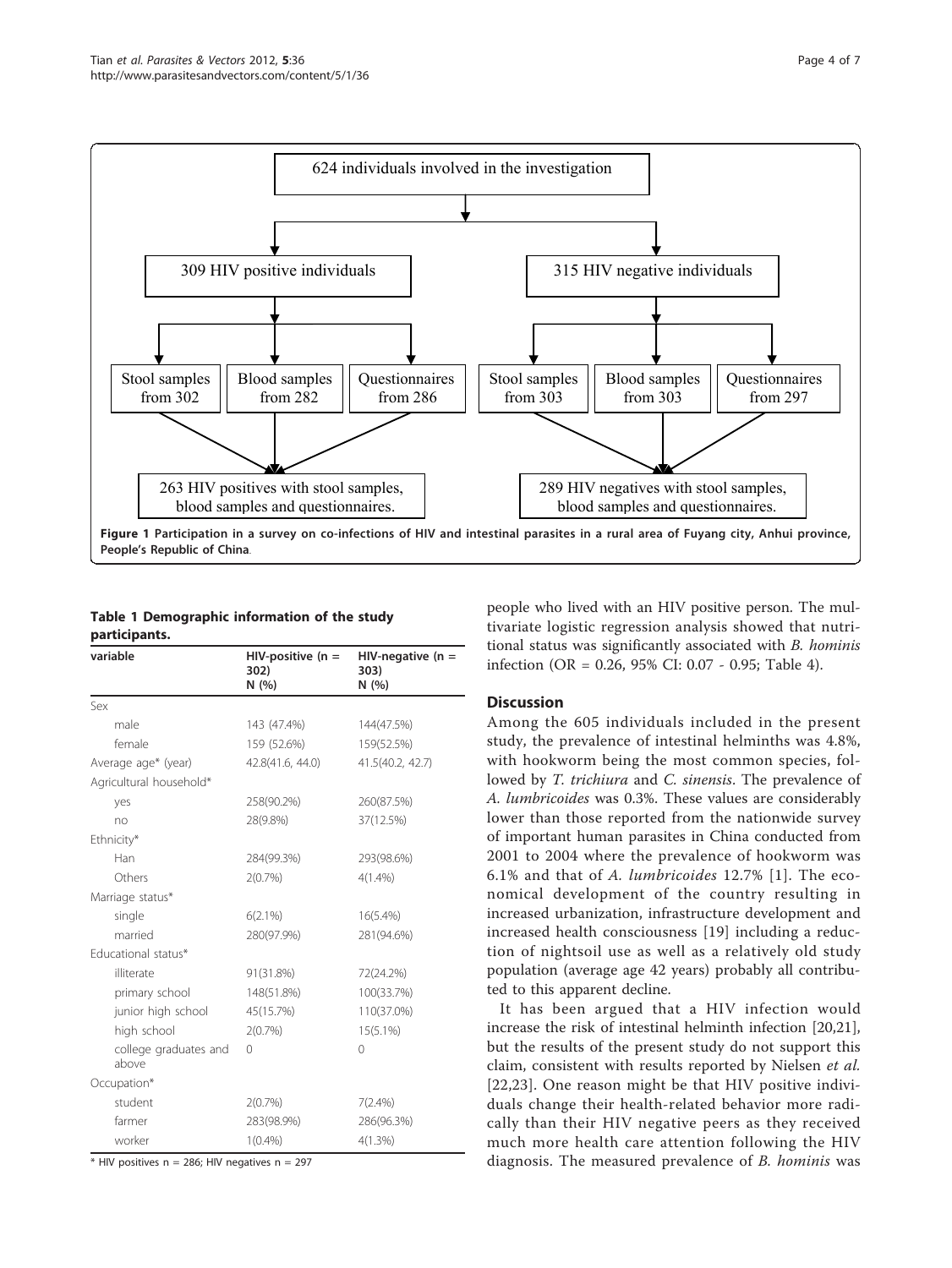624 individuals involved in the investigation

309 HIV positive individuals

315 HIV negative individuals

Stool samples from 302

Blood samples from 282

Questionnaires from 286

Stool samples from 303

Blood samples from 303

Questionnaires from 297

263 HIV positives with stool samples, blood samples and questionnaires.

289 HIV negatives with stool samples, blood samples and questionnaires.

**Figure 1 Participation in a survey on co-infections of HIV and intestinal parasites in a rural area of Fuyang city, Anhui province, People's Republic of China**.

**Table 1 Demographic information of the study participants.**

| variable | HIV-positive (n = 302) N (%) | HIV-negative (n = 303) N (%) |
|---|---|---|
| Sex | | |
| male | 143 (47.4%) | 144(47.5%) |
| female | 159 (52.6%) | 159(52.5%) |
| Average age* (year) | 42.8(41.6, 44.0) | 41.5(40.2, 42.7) |
| Agricultural household* | | |
| yes | 258(90.2%) | 260(87.5%) |
| no | 28(9.8%) | 37(12.5%) |
| Ethnicity* | | |
| Han | 284(99.3%) | 293(98.6%) |
| Others | 2(0.7%) | 4(1.4%) |
| Marriage status* | | |
| single | 6(2.1%) | 16(5.4%) |
| married | 280(97.9%) | 281(94.6%) |
| Educational status* | | |
| illiterate | 91(31.8%) | 72(24.2%) |
| primary school | 148(51.8%) | 100(33.7%) |
| junior high school | 45(15.7%) | 110(37.0%) |
| high school | 2(0.7%) | 15(5.1%) |
| college graduates and above | 0 | 0 |
| Occupation* | | |
| student | 2(0.7%) | 7(2.4%) |
| farmer | 283(98.9%) | 286(96.3%) |
| worker | 1(0.4%) | 4(1.3%) |

\* HIV positives n = 286; HIV negatives n = 297

people who lived with an HIV positive person. The multivariate logistic regression analysis showed that nutritional status was significantly associated with *B. hominis* infection (OR = 0.26, 95% CI: 0.07 - 0.95; Table 4).

## Discussion

Among the 605 individuals included in the present study, the prevalence of intestinal helminths was 4.8%, with hookworm being the most common species, followed by *T. trichiura* and *C. sinensis*. The prevalence of *A. lumbricoides* was 0.3%. These values are considerably lower than those reported from the nationwide survey of important human parasites in China conducted from 2001 to 2004 where the prevalence of hookworm was 6.1% and that of *A. lumbricoides* 12.7% [1]. The economical development of the country resulting in increased urbanization, infrastructure development and increased health consciousness [19] including a reduction of nightsoil use as well as a relatively old study population (average age 42 years) probably all contributed to this apparent decline.

It has been argued that a HIV infection would increase the risk of intestinal helminth infection [20,21], but the results of the present study do not support this claim, consistent with results reported by Nielsen *et al.* [22,23]. One reason might be that HIV positive individuals change their health-related behavior more radically than their HIV negative peers as they received much more health care attention following the HIV diagnosis. The measured prevalence of *B. hominis* was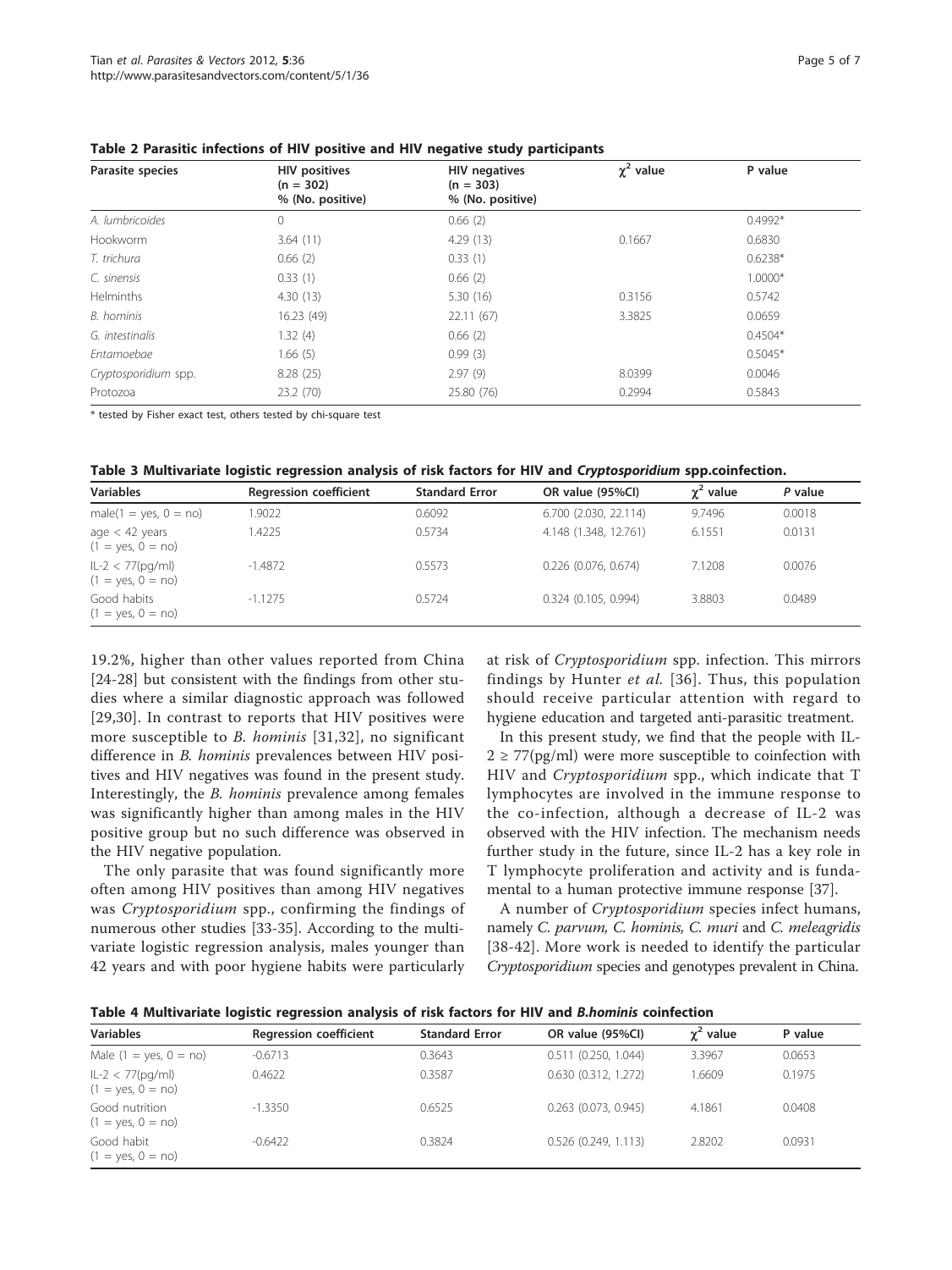**Table 2 Parasitic infections of HIV positive and HIV negative study participants**

| Parasite species | HIV positives (n = 302) % (No. positive) | HIV negatives (n = 303) % (No. positive) | $\chi^2$ value | P value |
|---|---|---|---|---|
| *A. lumbricoides* | 0 | 0.66 (2) | | 0.4992* |
| Hookworm | 3.64 (11) | 4.29 (13) | 0.1667 | 0.6830 |
| *T. trichura* | 0.66 (2) | 0.33 (1) | | 0.6238* |
| *C. sinensis* | 0.33 (1) | 0.66 (2) | | 1.0000* |
| Helminths | 4.30 (13) | 5.30 (16) | 0.3156 | 0.5742 |
| *B. hominis* | 16.23 (49) | 22.11 (67) | 3.3825 | 0.0659 |
| *G. intestinalis* | 1.32 (4) | 0.66 (2) | | 0.4504* |
| *Entamoebae* | 1.66 (5) | 0.99 (3) | | 0.5045* |
| *Cryptosporidium* spp. | 8.28 (25) | 2.97 (9) | 8.0399 | 0.0046 |
| Protozoa | 23.2 (70) | 25.80 (76) | 0.2994 | 0.5843 |

\* tested by Fisher exact test, others tested by chi-square test

**Table 3 Multivariate logistic regression analysis of risk factors for HIV and *Cryptosporidium* spp.coinfection.**

| Variables | Regression coefficient | Standard Error | OR value (95%CI) | $\chi^2$ value | *P* value |
|---|---|---|---|---|---|
| male(1 = yes, 0 = no) | 1.9022 | 0.6092 | 6.700 (2.030, 22.114) | 9.7496 | 0.0018 |
| age < 42 years (1 = yes, 0 = no) | 1.4225 | 0.5734 | 4.148 (1.348, 12.761) | 6.1551 | 0.0131 |
| IL-2 < 77(pg/ml) (1 = yes, 0 = no) | -1.4872 | 0.5573 | 0.226 (0.076, 0.674) | 7.1208 | 0.0076 |
| Good habits (1 = yes, 0 = no) | -1.1275 | 0.5724 | 0.324 (0.105, 0.994) | 3.8803 | 0.0489 |

19.2%, higher than other values reported from China [24-28] but consistent with the findings from other studies where a similar diagnostic approach was followed [29,30]. In contrast to reports that HIV positives were more susceptible to *B. hominis* [31,32], no significant difference in *B. hominis* prevalences between HIV positives and HIV negatives was found in the present study. Interestingly, the *B. hominis* prevalence among females was significantly higher than among males in the HIV positive group but no such difference was observed in the HIV negative population.

The only parasite that was found significantly more often among HIV positives than among HIV negatives was *Cryptosporidium* spp., confirming the findings of numerous other studies [33-35]. According to the multivariate logistic regression analysis, males younger than 42 years and with poor hygiene habits were particularly at risk of *Cryptosporidium* spp. infection. This mirrors findings by Hunter *et al.* [36]. Thus, this population should receive particular attention with regard to hygiene education and targeted anti-parasitic treatment.

In this present study, we find that the people with IL-2 ≥ 77(pg/ml) were more susceptible to coinfection with HIV and *Cryptosporidium* spp., which indicate that T lymphocytes are involved in the immune response to the co-infection, although a decrease of IL-2 was observed with the HIV infection. The mechanism needs further study in the future, since IL-2 has a key role in T lymphocyte proliferation and activity and is fundamental to a human protective immune response [37].

A number of *Cryptosporidium* species infect humans, namely *C. parvum, C. hominis, C. muri* and *C. meleagridis* [38-42]. More work is needed to identify the particular *Cryptosporidium* species and genotypes prevalent in China.

**Table 4 Multivariate logistic regression analysis of risk factors for HIV and *B.hominis* coinfection**

| Variables | Regression coefficient | Standard Error | OR value (95%CI) | $\chi^2$ value | P value |
|---|---|---|---|---|---|
| Male (1 = yes, 0 = no) | -0.6713 | 0.3643 | 0.511 (0.250, 1.044) | 3.3967 | 0.0653 |
| IL-2 < 77(pg/ml) (1 = yes, 0 = no) | 0.4622 | 0.3587 | 0.630 (0.312, 1.272) | 1.6609 | 0.1975 |
| Good nutrition (1 = yes, 0 = no) | -1.3350 | 0.6525 | 0.263 (0.073, 0.945) | 4.1861 | 0.0408 |
| Good habit (1 = yes, 0 = no) | -0.6422 | 0.3824 | 0.526 (0.249, 1.113) | 2.8202 | 0.0931 |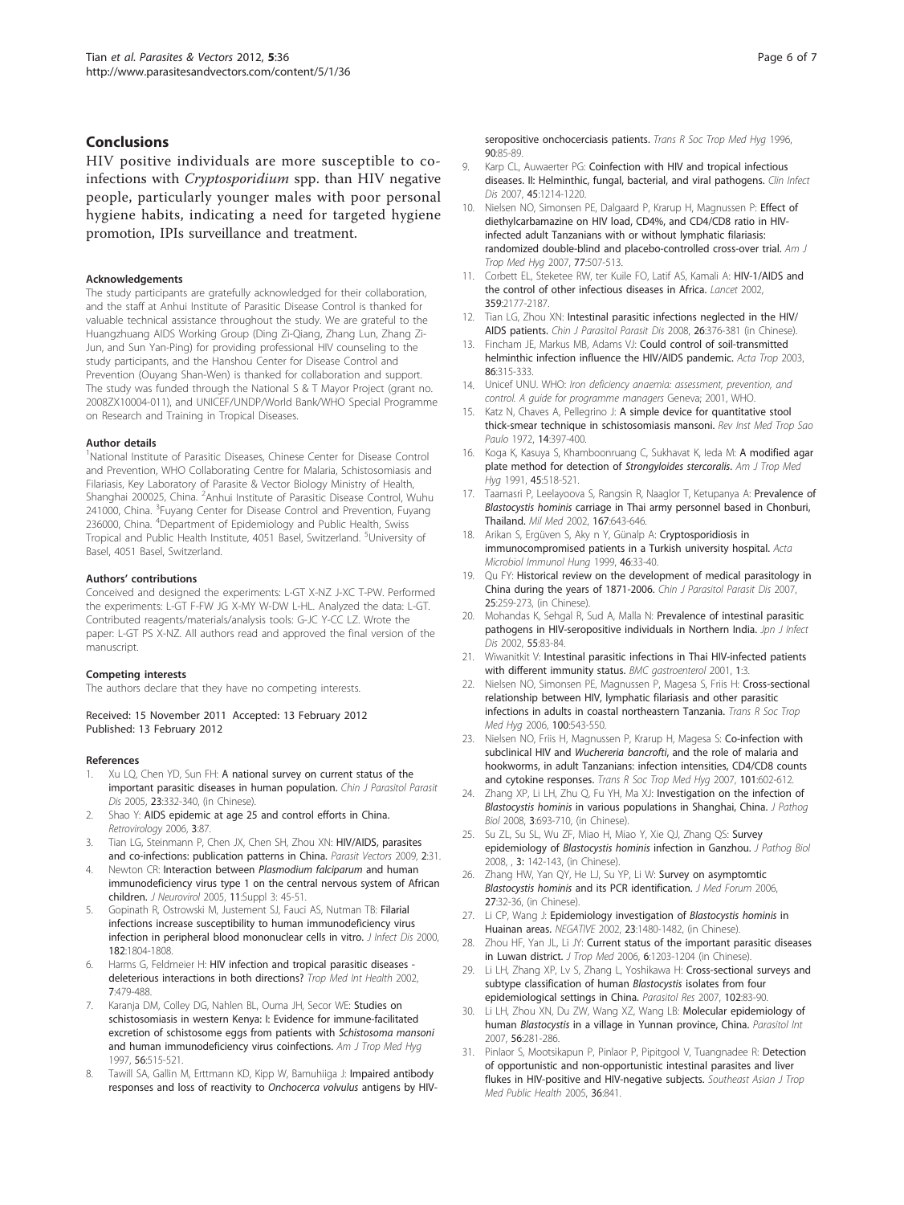## Conclusions

HIV positive individuals are more susceptible to co-infections with *Cryptosporidium* spp. than HIV negative people, particularly younger males with poor personal hygiene habits, indicating a need for targeted hygiene promotion, IPIs surveillance and treatment.

#### Acknowledgements

The study participants are gratefully acknowledged for their collaboration, and the staff at Anhui Institute of Parasitic Disease Control is thanked for valuable technical assistance throughout the study. We are grateful to the Huangzhuang AIDS Working Group (Ding Zi-Qiang, Zhang Lun, Zhang Zi-Jun, and Sun Yan-Ping) for providing professional HIV counseling to the study participants, and the Hanshou Center for Disease Control and Prevention (Ouyang Shan-Wen) is thanked for collaboration and support. The study was funded through the National S & T Mayor Project (grant no. 2008ZX10004-011), and UNICEF/UNDP/World Bank/WHO Special Programme on Research and Training in Tropical Diseases.

#### Author details

[1]National Institute of Parasitic Diseases, Chinese Center for Disease Control and Prevention, WHO Collaborating Centre for Malaria, Schistosomiasis and Filariasis, Key Laboratory of Parasite & Vector Biology Ministry of Health, Shanghai 200025, China. [2]Anhui Institute of Parasitic Disease Control, Wuhu 241000, China. [3]Fuyang Center for Disease Control and Prevention, Fuyang 236000, China. [4]Department of Epidemiology and Public Health, Swiss Tropical and Public Health Institute, 4051 Basel, Switzerland. [5]University of Basel, 4051 Basel, Switzerland.

#### Authors' contributions

Conceived and designed the experiments: L-GT X-NZ J-XC T-PW. Performed the experiments: L-GT F-FW JG X-MY W-DW L-HL. Analyzed the data: L-GT. Contributed reagents/materials/analysis tools: G-JC Y-CC LZ. Wrote the paper: L-GT PS X-NZ. All authors read and approved the final version of the manuscript.

#### Competing interests

The authors declare that they have no competing interests.

Received: 15 November 2011 Accepted: 13 February 2012
Published: 13 February 2012

#### References

1. Xu LQ, Chen YD, Sun FH: A national survey on current status of the important parasitic diseases in human population. *Chin J Parasitol Parasit Dis* 2005, 23:332-340, (in Chinese).
2. Shao Y: AIDS epidemic at age 25 and control efforts in China. *Retrovirology* 2006, 3:87.
3. Tian LG, Steinmann P, Chen JX, Chen SH, Zhou XN: HIV/AIDS, parasites and co-infections: publication patterns in China. *Parasit Vectors* 2009, 2:31.
4. Newton CR: Interaction between *Plasmodium falciparum* and human immunodeficiency virus type 1 on the central nervous system of African children. *J Neurovirol* 2005, 11:Suppl 3: 45-51.
5. Gopinath R, Ostrowski M, Justement SJ, Fauci AS, Nutman TB: Filarial infections increase susceptibility to human immunodeficiency virus infection in peripheral blood mononuclear cells in vitro. *J Infect Dis* 2000, 182:1804-1808.
6. Harms G, Feldmeier H: HIV infection and tropical parasitic diseases - deleterious interactions in both directions? *Trop Med Int Health* 2002, 7:479-488.
7. Karanja DM, Colley DG, Nahlen BL, Ouma JH, Secor WE: Studies on schistosomiasis in western Kenya: I: Evidence for immune-facilitated excretion of schistosome eggs from patients with *Schistosoma mansoni* and human immunodeficiency virus coinfections. *Am J Trop Med Hyg* 1997, 56:515-521.
8. Tawill SA, Gallin M, Erttmann KD, Kipp W, Bamuhiiga J: Impaired antibody responses and loss of reactivity to *Onchocerca volvulus* antigens by HIV-seropositive onchocerciasis patients. *Trans R Soc Trop Med Hyg* 1996, 90:85-89.
9. Karp CL, Auwaerter PG: Coinfection with HIV and tropical infectious diseases. II: Helminthic, fungal, bacterial, and viral pathogens. *Clin Infect Dis* 2007, 45:1214-1220.
10. Nielsen NO, Simonsen PE, Dalgaard P, Krarup H, Magnussen P: Effect of diethylcarbamazine on HIV load, CD4%, and CD4/CD8 ratio in HIV-infected adult Tanzanians with or without lymphatic filariasis: randomized double-blind and placebo-controlled cross-over trial. *Am J Trop Med Hyg* 2007, 77:507-513.
11. Corbett EL, Steketee RW, ter Kuile FO, Latif AS, Kamali A: HIV-1/AIDS and the control of other infectious diseases in Africa. *Lancet* 2002, 359:2177-2187.
12. Tian LG, Zhou XN: Intestinal parasitic infections neglected in the HIV/AIDS patients. *Chin J Parasitol Parasit Dis* 2008, 26:376-381 (in Chinese).
13. Fincham JE, Markus MB, Adams VJ: Could control of soil-transmitted helminthic infection influence the HIV/AIDS pandemic. *Acta Trop* 2003, 86:315-333.
14. Unicef UNU. WHO: *Iron deficiency anaemia: assessment, prevention, and control. A guide for programme managers* Geneva; 2001, WHO.
15. Katz N, Chaves A, Pellegrino J: A simple device for quantitative stool thick-smear technique in schistosomiasis mansoni. *Rev Inst Med Trop Sao Paulo* 1972, 14:397-400.
16. Koga K, Kasuya S, Khamboonruang C, Sukhavat K, Ieda M: A modified agar plate method for detection of *Strongyloides stercoralis*. *Am J Trop Med Hyg* 1991, 45:518-521.
17. Taamasri P, Leelayoova S, Rangsin R, Naaglor T, Ketupanya A: Prevalence of *Blastocystis hominis* carriage in Thai army personnel based in Chonburi, Thailand. *Mil Med* 2002, 167:643-646.
18. Arikan S, Ergüven S, Aky n Y, Günalp A: Cryptosporidiosis in immunocompromised patients in a Turkish university hospital. *Acta Microbiol Immunol Hung* 1999, 46:33-40.
19. Qu FY: Historical review on the development of medical parasitology in China during the years of 1871-2006. *Chin J Parasitol Parasit Dis* 2007, 25:259-273, (in Chinese).
20. Mohandas K, Sehgal R, Sud A, Malla N: Prevalence of intestinal parasitic pathogens in HIV-seropositive individuals in Northern India. *Jpn J Infect Dis* 2002, 55:83-84.
21. Wiwanitkit V: Intestinal parasitic infections in Thai HIV-infected patients with different immunity status. *BMC gastroenterol* 2001, 1:3.
22. Nielsen NO, Simonsen PE, Magnussen P, Magesa S, Friis H: Cross-sectional relationship between HIV, lymphatic filariasis and other parasitic infections in adults in coastal northeastern Tanzania. *Trans R Soc Trop Med Hyg* 2006, 100:543-550.
23. Nielsen NO, Friis H, Magnussen P, Krarup H, Magesa S: Co-infection with subclinical HIV and *Wuchereria bancrofti*, and the role of malaria and hookworms, in adult Tanzanians: infection intensities, CD4/CD8 counts and cytokine responses. *Trans R Soc Trop Med Hyg* 2007, 101:602-612.
24. Zhang XP, Li LH, Zhu Q, Fu YH, Ma XJ: Investigation on the infection of *Blastocystis hominis* in various populations in Shanghai, China. *J Pathog Biol* 2008, 3:693-710, (in Chinese).
25. Su ZL, Su SL, Wu ZF, Miao H, Miao Y, Xie QJ, Zhang QS: Survey epidemiology of *Blastocystis hominis* infection in Ganzhou. *J Pathog Biol* 2008, , 3: 142-143, (in Chinese).
26. Zhang HW, Yan QY, He LJ, Su YP, Li W: Survey on asymptomtic *Blastocystis hominis* and its PCR identification. *J Med Forum* 2006, 27:32-36, (in Chinese).
27. Li CP, Wang J: Epidemiology investigation of *Blastocystis hominis* in Huainan areas. *NEGATIVE* 2002, 23:1480-1482, (in Chinese).
28. Zhou HF, Yan JL, Li JY: Current status of the important parasitic diseases in Luwan district. *J Trop Med* 2006, 6:1203-1204 (in Chinese).
29. Li LH, Zhang XP, Lv S, Zhang L, Yoshikawa H: Cross-sectional surveys and subtype classification of human *Blastocystis* isolates from four epidemiological settings in China. *Parasitol Res* 2007, 102:83-90.
30. Li LH, Zhou XN, Du ZW, Wang XZ, Wang LB: Molecular epidemiology of human *Blastocystis* in a village in Yunnan province, China. *Parasitol Int* 2007, 56:281-286.
31. Pinlaor S, Mootsikapun P, Pinlaor P, Pipitgool V, Tuangnadee R: Detection of opportunistic and non-opportunistic intestinal parasites and liver flukes in HIV-positive and HIV-negative subjects. *Southeast Asian J Trop Med Public Health* 2005, 36:841.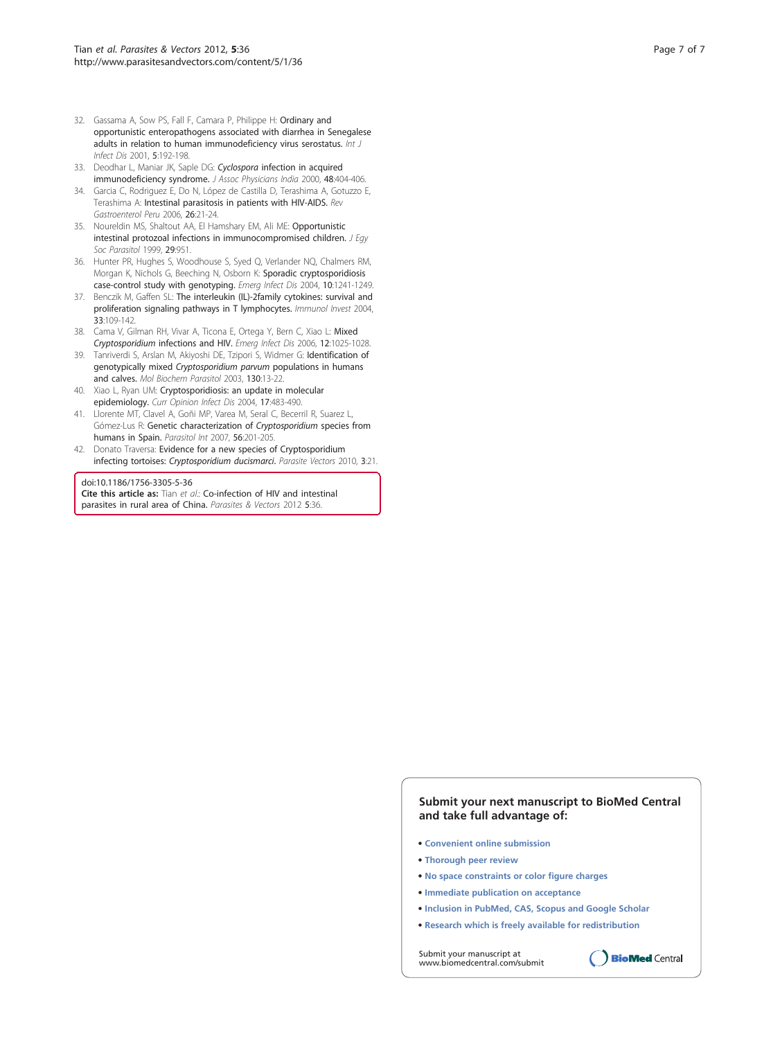32. Gassama A, Sow PS, Fall F, Camara P, Philippe H: **Ordinary and opportunistic enteropathogens associated with diarrhea in Senegalese adults in relation to human immunodeficiency virus serostatus.** *Int J Infect Dis* 2001, **5**:192-198.
33. Deodhar L, Maniar JK, Saple DG: ***Cyclospora* infection in acquired immunodeficiency syndrome.** *J Assoc Physicians India* 2000, **48**:404-406.
34. Garcia C, Rodriguez E, Do N, López de Castilla D, Terashima A, Gotuzzo E, Terashima A: **Intestinal parasitosis in patients with HIV-AIDS.** *Rev Gastroenterol Peru* 2006, **26**:21-24.
35. Noureldin MS, Shaltout AA, El Hamshary EM, Ali ME: **Opportunistic intestinal protozoal infections in immunocompromised children.** *J Egy Soc Parasitol* 1999, **29**:951.
36. Hunter PR, Hughes S, Woodhouse S, Syed Q, Verlander NQ, Chalmers RM, Morgan K, Nichols G, Beeching N, Osborn K: **Sporadic cryptosporidiosis case-control study with genotyping.** *Emerg Infect Dis* 2004, **10**:1241-1249.
37. Benczik M, Gaffen SL: **The interleukin (IL)-2family cytokines: survival and proliferation signaling pathways in T lymphocytes.** *Immunol Invest* 2004, **33**:109-142.
38. Cama V, Gilman RH, Vivar A, Ticona E, Ortega Y, Bern C, Xiao L: **Mixed *Cryptosporidium* infections and HIV.** *Emerg Infect Dis* 2006, **12**:1025-1028.
39. Tanriverdi S, Arslan M, Akiyoshi DE, Tzipori S, Widmer G: **Identification of genotypically mixed *Cryptosporidium parvum* populations in humans and calves.** *Mol Biochem Parasitol* 2003, **130**:13-22.
40. Xiao L, Ryan UM: **Cryptosporidiosis: an update in molecular epidemiology.** *Curr Opinion Infect Dis* 2004, **17**:483-490.
41. Llorente MT, Clavel A, Goñi MP, Varea M, Seral C, Becerril R, Suarez L, Gómez-Lus R: **Genetic characterization of *Cryptosporidium* species from humans in Spain.** *Parasitol Int* 2007, **56**:201-205.
42. Donato Traversa: **Evidence for a new species of Cryptosporidium infecting tortoises: *Cryptosporidium ducismarci*.** *Parasite Vectors* 2010, **3**:21.

doi:10.1186/1756-3305-5-36
**Cite this article as:** Tian *et al.*: Co-infection of HIV and intestinal parasites in rural area of China. *Parasites & Vectors* 2012 **5**:36.